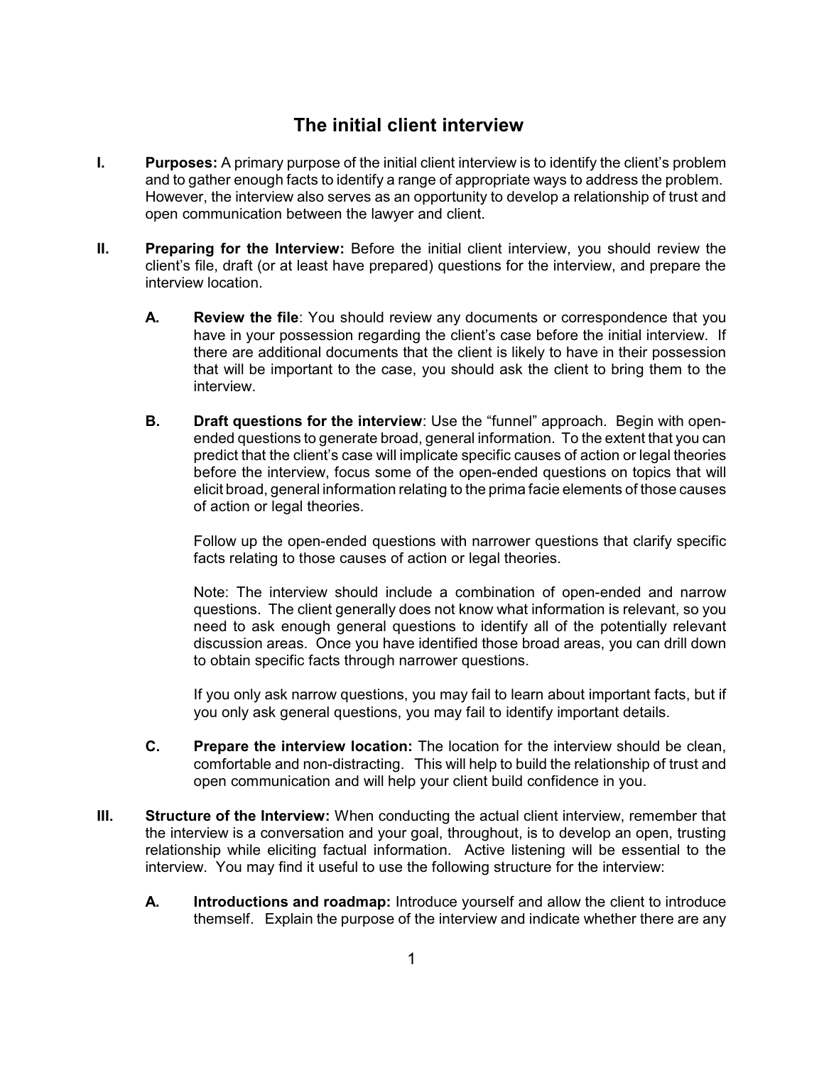# The initial client interview

**I. Purposes:** A primary purpose of the initial client interview is to identify the client's problem and to gather enough facts to identify a range of appropriate ways to address the problem. However, the interview also serves as an opportunity to develop a relationship of trust and open communication between the lawyer and client.

**II. Preparing for the Interview:** Before the initial client interview, you should review the client's file, draft (or at least have prepared) questions for the interview, and prepare the interview location.

**A. Review the file**: You should review any documents or correspondence that you have in your possession regarding the client's case before the initial interview. If there are additional documents that the client is likely to have in their possession that will be important to the case, you should ask the client to bring them to the interview.

**B. Draft questions for the interview**: Use the "funnel" approach. Begin with open-ended questions to generate broad, general information. To the extent that you can predict that the client's case will implicate specific causes of action or legal theories before the interview, focus some of the open-ended questions on topics that will elicit broad, general information relating to the prima facie elements of those causes of action or legal theories.

Follow up the open-ended questions with narrower questions that clarify specific facts relating to those causes of action or legal theories.

Note: The interview should include a combination of open-ended and narrow questions. The client generally does not know what information is relevant, so you need to ask enough general questions to identify all of the potentially relevant discussion areas. Once you have identified those broad areas, you can drill down to obtain specific facts through narrower questions.

If you only ask narrow questions, you may fail to learn about important facts, but if you only ask general questions, you may fail to identify important details.

**C. Prepare the interview location:** The location for the interview should be clean, comfortable and non-distracting. This will help to build the relationship of trust and open communication and will help your client build confidence in you.

**III. Structure of the Interview:** When conducting the actual client interview, remember that the interview is a conversation and your goal, throughout, is to develop an open, trusting relationship while eliciting factual information. Active listening will be essential to the interview. You may find it useful to use the following structure for the interview:

**A. Introductions and roadmap:** Introduce yourself and allow the client to introduce themself. Explain the purpose of the interview and indicate whether there are any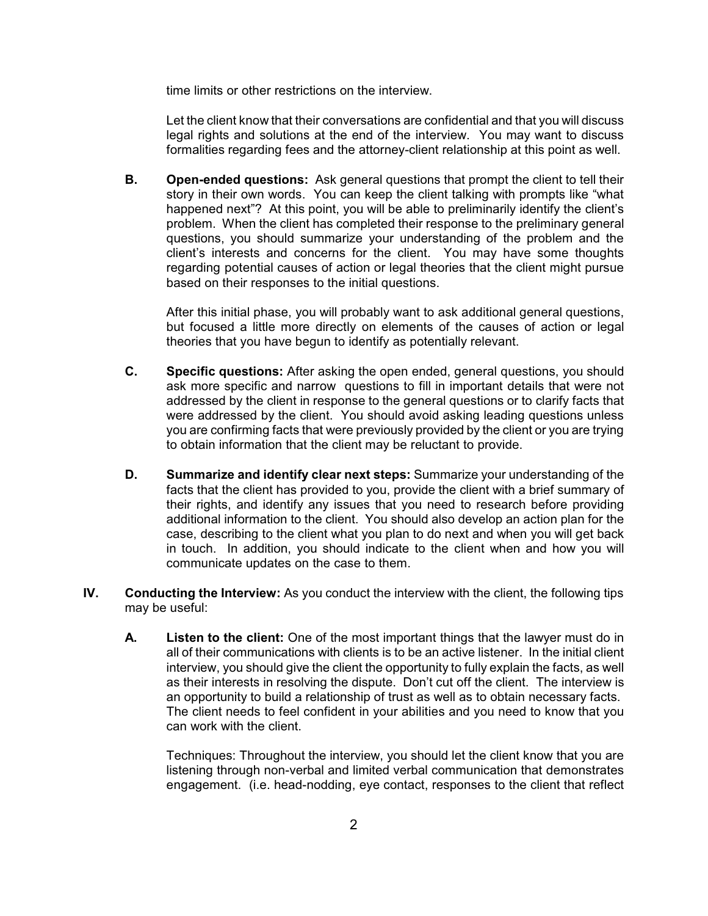time limits or other restrictions on the interview.

Let the client know that their conversations are confidential and that you will discuss legal rights and solutions at the end of the interview. You may want to discuss formalities regarding fees and the attorney-client relationship at this point as well.

**B. Open-ended questions:** Ask general questions that prompt the client to tell their story in their own words. You can keep the client talking with prompts like "what happened next"? At this point, you will be able to preliminarily identify the client's problem. When the client has completed their response to the preliminary general questions, you should summarize your understanding of the problem and the client's interests and concerns for the client. You may have some thoughts regarding potential causes of action or legal theories that the client might pursue based on their responses to the initial questions.

After this initial phase, you will probably want to ask additional general questions, but focused a little more directly on elements of the causes of action or legal theories that you have begun to identify as potentially relevant.

**C. Specific questions:** After asking the open ended, general questions, you should ask more specific and narrow questions to fill in important details that were not addressed by the client in response to the general questions or to clarify facts that were addressed by the client. You should avoid asking leading questions unless you are confirming facts that were previously provided by the client or you are trying to obtain information that the client may be reluctant to provide.

**D. Summarize and identify clear next steps:** Summarize your understanding of the facts that the client has provided to you, provide the client with a brief summary of their rights, and identify any issues that you need to research before providing additional information to the client. You should also develop an action plan for the case, describing to the client what you plan to do next and when you will get back in touch. In addition, you should indicate to the client when and how you will communicate updates on the case to them.

**IV. Conducting the Interview:** As you conduct the interview with the client, the following tips may be useful:

**A. Listen to the client:** One of the most important things that the lawyer must do in all of their communications with clients is to be an active listener. In the initial client interview, you should give the client the opportunity to fully explain the facts, as well as their interests in resolving the dispute. Don't cut off the client. The interview is an opportunity to build a relationship of trust as well as to obtain necessary facts. The client needs to feel confident in your abilities and you need to know that you can work with the client.

Techniques: Throughout the interview, you should let the client know that you are listening through non-verbal and limited verbal communication that demonstrates engagement. (i.e. head-nodding, eye contact, responses to the client that reflect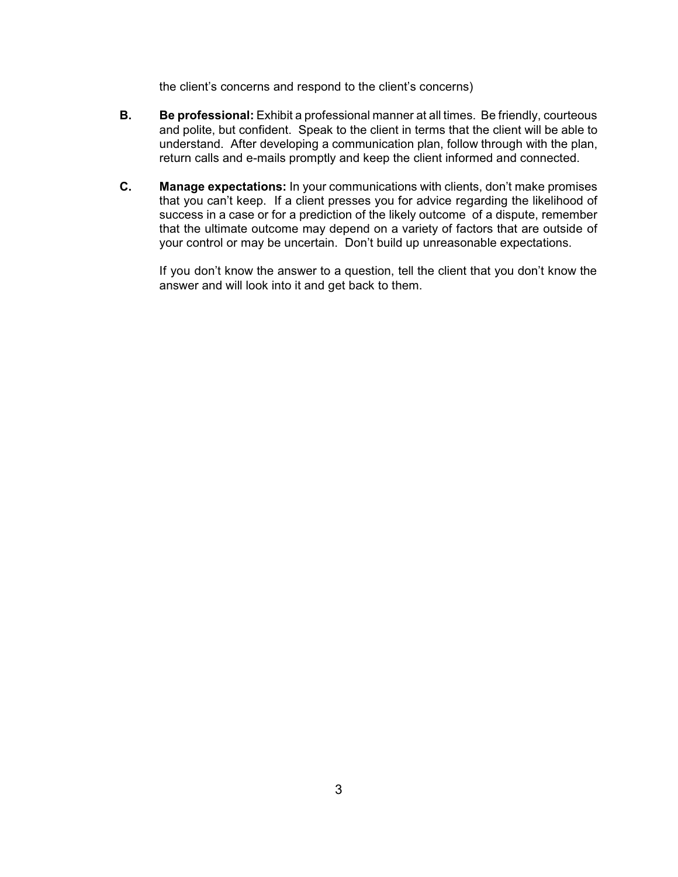the client's concerns and respond to the client's concerns)

**B. Be professional:** Exhibit a professional manner at all times. Be friendly, courteous and polite, but confident. Speak to the client in terms that the client will be able to understand. After developing a communication plan, follow through with the plan, return calls and e-mails promptly and keep the client informed and connected.

**C. Manage expectations:** In your communications with clients, don't make promises that you can't keep. If a client presses you for advice regarding the likelihood of success in a case or for a prediction of the likely outcome of a dispute, remember that the ultimate outcome may depend on a variety of factors that are outside of your control or may be uncertain. Don't build up unreasonable expectations.

If you don't know the answer to a question, tell the client that you don't know the answer and will look into it and get back to them.